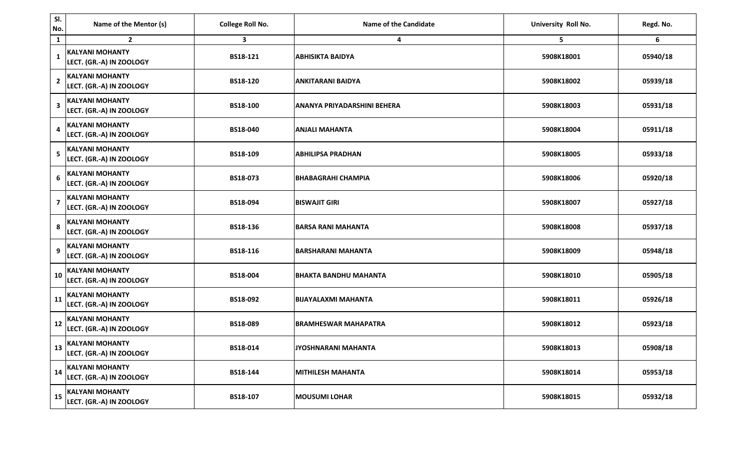| Sl. No. | Name of the Mentor (s) | College Roll No. | Name of the Candidate | University Roll No. | Regd. No. |
|---|---|---|---|---|---|
| 1 | 2 | 3 | 4 | 5 | 6 |
| 1 | KALYANI MOHANTY LECT. (GR.-A) IN ZOOLOGY | BS18-121 | ABHISIKTA BAIDYA | 5908K18001 | 05940/18 |
| 2 | KALYANI MOHANTY LECT. (GR.-A) IN ZOOLOGY | BS18-120 | ANKITARANI BAIDYA | 5908K18002 | 05939/18 |
| 3 | KALYANI MOHANTY LECT. (GR.-A) IN ZOOLOGY | BS18-100 | ANANYA PRIYADARSHINI BEHERA | 5908K18003 | 05931/18 |
| 4 | KALYANI MOHANTY LECT. (GR.-A) IN ZOOLOGY | BS18-040 | ANJALI MAHANTA | 5908K18004 | 05911/18 |
| 5 | KALYANI MOHANTY LECT. (GR.-A) IN ZOOLOGY | BS18-109 | ABHILIPSA PRADHAN | 5908K18005 | 05933/18 |
| 6 | KALYANI MOHANTY LECT. (GR.-A) IN ZOOLOGY | BS18-073 | BHABAGRAHI CHAMPIA | 5908K18006 | 05920/18 |
| 7 | KALYANI MOHANTY LECT. (GR.-A) IN ZOOLOGY | BS18-094 | BISWAJIT GIRI | 5908K18007 | 05927/18 |
| 8 | KALYANI MOHANTY LECT. (GR.-A) IN ZOOLOGY | BS18-136 | BARSA RANI MAHANTA | 5908K18008 | 05937/18 |
| 9 | KALYANI MOHANTY LECT. (GR.-A) IN ZOOLOGY | BS18-116 | BARSHARANI MAHANTA | 5908K18009 | 05948/18 |
| 10 | KALYANI MOHANTY LECT. (GR.-A) IN ZOOLOGY | BS18-004 | BHAKTA BANDHU MAHANTA | 5908K18010 | 05905/18 |
| 11 | KALYANI MOHANTY LECT. (GR.-A) IN ZOOLOGY | BS18-092 | BIJAYALAXMI MAHANTA | 5908K18011 | 05926/18 |
| 12 | KALYANI MOHANTY LECT. (GR.-A) IN ZOOLOGY | BS18-089 | BRAMHESWAR MAHAPATRA | 5908K18012 | 05923/18 |
| 13 | KALYANI MOHANTY LECT. (GR.-A) IN ZOOLOGY | BS18-014 | JYOSHNARANI MAHANTA | 5908K18013 | 05908/18 |
| 14 | KALYANI MOHANTY LECT. (GR.-A) IN ZOOLOGY | BS18-144 | MITHILESH MAHANTA | 5908K18014 | 05953/18 |
| 15 | KALYANI MOHANTY LECT. (GR.-A) IN ZOOLOGY | BS18-107 | MOUSUMI LOHAR | 5908K18015 | 05932/18 |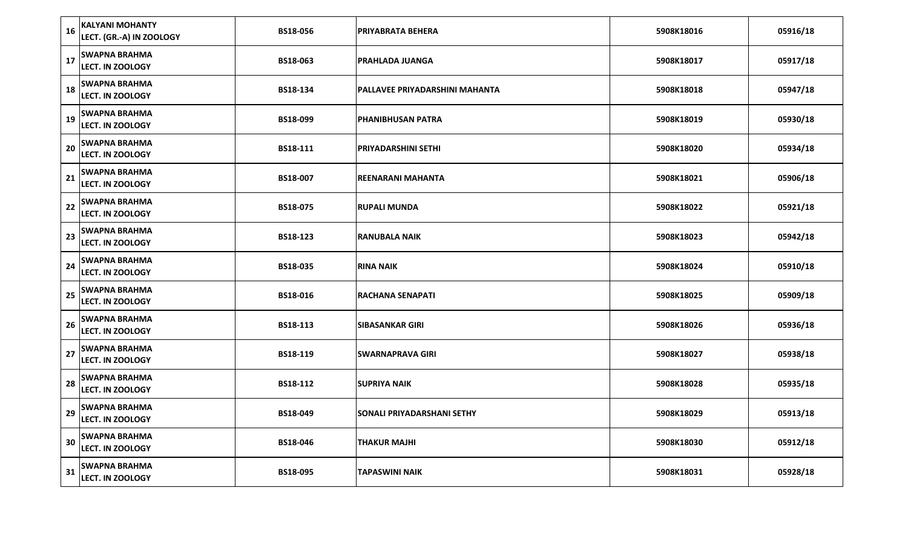| | | | | | |
|---|---|---|---|---|---|
| 16 | **KALYANI MOHANTY**<br>**LECT. (GR.-A) IN ZOOLOGY** | **BS18-056** | **PRIYABRATA BEHERA** | **5908K18016** | **05916/18** |
| 17 | **SWAPNA BRAHMA**<br>**LECT. IN ZOOLOGY** | **BS18-063** | **PRAHLADA JUANGA** | **5908K18017** | **05917/18** |
| 18 | **SWAPNA BRAHMA**<br>**LECT. IN ZOOLOGY** | **BS18-134** | **PALLAVEE PRIYADARSHINI MAHANTA** | **5908K18018** | **05947/18** |
| 19 | **SWAPNA BRAHMA**<br>**LECT. IN ZOOLOGY** | **BS18-099** | **PHANIBHUSAN PATRA** | **5908K18019** | **05930/18** |
| 20 | **SWAPNA BRAHMA**<br>**LECT. IN ZOOLOGY** | **BS18-111** | **PRIYADARSHINI SETHI** | **5908K18020** | **05934/18** |
| 21 | **SWAPNA BRAHMA**<br>**LECT. IN ZOOLOGY** | **BS18-007** | **REENARANI MAHANTA** | **5908K18021** | **05906/18** |
| 22 | **SWAPNA BRAHMA**<br>**LECT. IN ZOOLOGY** | **BS18-075** | **RUPALI MUNDA** | **5908K18022** | **05921/18** |
| 23 | **SWAPNA BRAHMA**<br>**LECT. IN ZOOLOGY** | **BS18-123** | **RANUBALA NAIK** | **5908K18023** | **05942/18** |
| 24 | **SWAPNA BRAHMA**<br>**LECT. IN ZOOLOGY** | **BS18-035** | **RINA NAIK** | **5908K18024** | **05910/18** |
| 25 | **SWAPNA BRAHMA**<br>**LECT. IN ZOOLOGY** | **BS18-016** | **RACHANA SENAPATI** | **5908K18025** | **05909/18** |
| 26 | **SWAPNA BRAHMA**<br>**LECT. IN ZOOLOGY** | **BS18-113** | **SIBASANKAR GIRI** | **5908K18026** | **05936/18** |
| 27 | **SWAPNA BRAHMA**<br>**LECT. IN ZOOLOGY** | **BS18-119** | **SWARNAPRAVA GIRI** | **5908K18027** | **05938/18** |
| 28 | **SWAPNA BRAHMA**<br>**LECT. IN ZOOLOGY** | **BS18-112** | **SUPRIYA NAIK** | **5908K18028** | **05935/18** |
| 29 | **SWAPNA BRAHMA**<br>**LECT. IN ZOOLOGY** | **BS18-049** | **SONALI PRIYADARSHANI SETHY** | **5908K18029** | **05913/18** |
| 30 | **SWAPNA BRAHMA**<br>**LECT. IN ZOOLOGY** | **BS18-046** | **THAKUR MAJHI** | **5908K18030** | **05912/18** |
| 31 | **SWAPNA BRAHMA**<br>**LECT. IN ZOOLOGY** | **BS18-095** | **TAPASWINI NAIK** | **5908K18031** | **05928/18** |